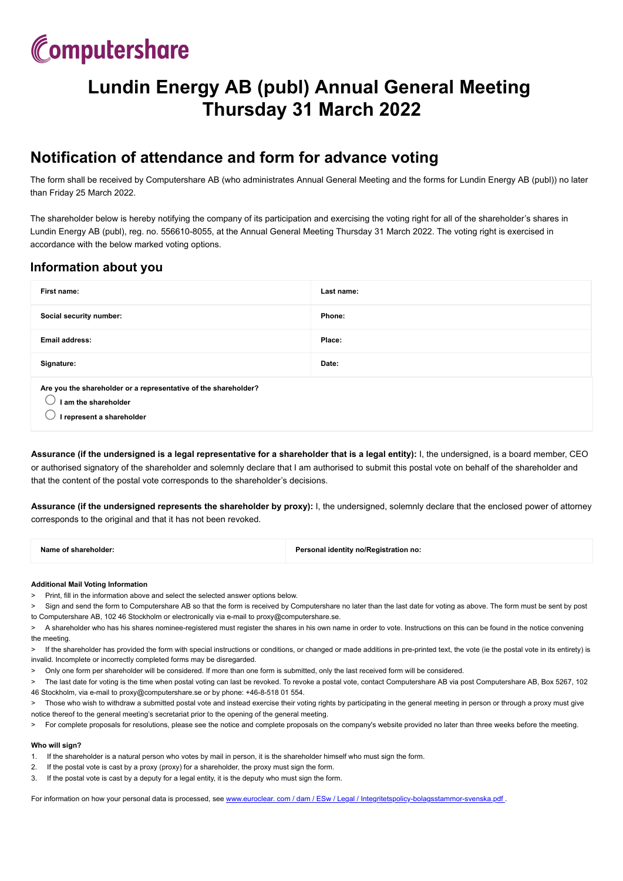Computershare

# Lundin Energy AB (publ) Annual General Meeting Thursday 31 March 2022

## Notification of attendance and form for advance voting

The form shall be received by Computershare AB (who administrates Annual General Meeting and the forms for Lundin Energy AB (publ)) no later than Friday 25 March 2022.

The shareholder below is hereby notifying the company of its participation and exercising the voting right for all of the shareholder's shares in Lundin Energy AB (publ), reg. no. 556610-8055, at the Annual General Meeting Thursday 31 March 2022. The voting right is exercised in accordance with the below marked voting options.

### Information about you

| First name: | Last name: |
|---|---|
| Social security number: | Phone: |
| Email address: | Place: |
| Signature: | Date: |

**Are you the shareholder or a representative of the shareholder?**

◯ **I am the shareholder**

◯ **I represent a shareholder**

**Assurance (if the undersigned is a legal representative for a shareholder that is a legal entity):** I, the undersigned, is a board member, CEO or authorised signatory of the shareholder and solemnly declare that I am authorised to submit this postal vote on behalf of the shareholder and that the content of the postal vote corresponds to the shareholder's decisions.

**Assurance (if the undersigned represents the shareholder by proxy):** I, the undersigned, solemnly declare that the enclosed power of attorney corresponds to the original and that it has not been revoked.

| Name of shareholder: | Personal identity no/Registration no: |
|---|---|

**Additional Mail Voting Information**

> Print, fill in the information above and select the selected answer options below.

> Sign and send the form to Computershare AB so that the form is received by Computershare no later than the last date for voting as above. The form must be sent by post to Computershare AB, 102 46 Stockholm or electronically via e-mail to proxy@computershare.se.

> A shareholder who has his shares nominee-registered must register the shares in his own name in order to vote. Instructions on this can be found in the notice convening the meeting.

> If the shareholder has provided the form with special instructions or conditions, or changed or made additions in pre-printed text, the vote (ie the postal vote in its entirety) is invalid. Incomplete or incorrectly completed forms may be disregarded.

> Only one form per shareholder will be considered. If more than one form is submitted, only the last received form will be considered.

> The last date for voting is the time when postal voting can last be revoked. To revoke a postal vote, contact Computershare AB via post Computershare AB, Box 5267, 102 46 Stockholm, via e-mail to proxy@computershare.se or by phone: +46-8-518 01 554.

> Those who wish to withdraw a submitted postal vote and instead exercise their voting rights by participating in the general meeting in person or through a proxy must give notice thereof to the general meeting's secretariat prior to the opening of the general meeting.

> For complete proposals for resolutions, please see the notice and complete proposals on the company's website provided no later than three weeks before the meeting.

**Who will sign?**

1. If the shareholder is a natural person who votes by mail in person, it is the shareholder himself who must sign the form.
2. If the postal vote is cast by a proxy (proxy) for a shareholder, the proxy must sign the form.
3. If the postal vote is cast by a deputy for a legal entity, it is the deputy who must sign the form.

For information on how your personal data is processed, see www.euroclear. com / dam / ESw / Legal / Integritetspolicy-bolagsstammor-svenska.pdf .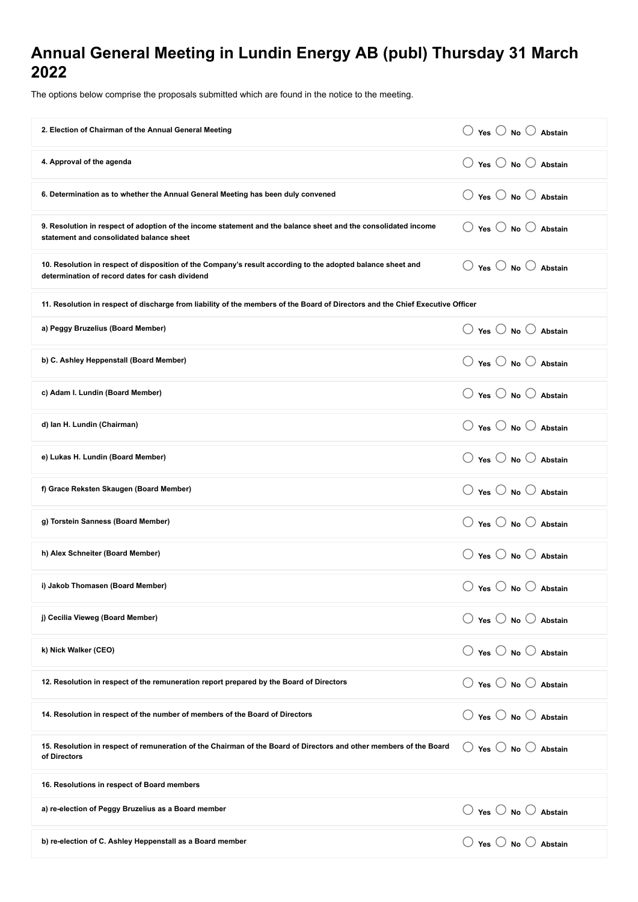# Annual General Meeting in Lundin Energy AB (publ) Thursday 31 March 2022

The options below comprise the proposals submitted which are found in the notice to the meeting.

| Item | Vote |
|---|---|
| **2. Election of Chairman of the Annual General Meeting** | ○ **Yes** ○ **No** ○ **Abstain** |
| **4. Approval of the agenda** | ○ **Yes** ○ **No** ○ **Abstain** |
| **6. Determination as to whether the Annual General Meeting has been duly convened** | ○ **Yes** ○ **No** ○ **Abstain** |
| **9. Resolution in respect of adoption of the income statement and the balance sheet and the consolidated income statement and consolidated balance sheet** | ○ **Yes** ○ **No** ○ **Abstain** |
| **10. Resolution in respect of disposition of the Company's result according to the adopted balance sheet and determination of record dates for cash dividend** | ○ **Yes** ○ **No** ○ **Abstain** |
| **11. Resolution in respect of discharge from liability of the members of the Board of Directors and the Chief Executive Officer** | |
| **a) Peggy Bruzelius (Board Member)** | ○ **Yes** ○ **No** ○ **Abstain** |
| **b) C. Ashley Heppenstall (Board Member)** | ○ **Yes** ○ **No** ○ **Abstain** |
| **c) Adam I. Lundin (Board Member)** | ○ **Yes** ○ **No** ○ **Abstain** |
| **d) Ian H. Lundin (Chairman)** | ○ **Yes** ○ **No** ○ **Abstain** |
| **e) Lukas H. Lundin (Board Member)** | ○ **Yes** ○ **No** ○ **Abstain** |
| **f) Grace Reksten Skaugen (Board Member)** | ○ **Yes** ○ **No** ○ **Abstain** |
| **g) Torstein Sanness (Board Member)** | ○ **Yes** ○ **No** ○ **Abstain** |
| **h) Alex Schneiter (Board Member)** | ○ **Yes** ○ **No** ○ **Abstain** |
| **i) Jakob Thomasen (Board Member)** | ○ **Yes** ○ **No** ○ **Abstain** |
| **j) Cecilia Vieweg (Board Member)** | ○ **Yes** ○ **No** ○ **Abstain** |
| **k) Nick Walker (CEO)** | ○ **Yes** ○ **No** ○ **Abstain** |
| **12. Resolution in respect of the remuneration report prepared by the Board of Directors** | ○ **Yes** ○ **No** ○ **Abstain** |
| **14. Resolution in respect of the number of members of the Board of Directors** | ○ **Yes** ○ **No** ○ **Abstain** |
| **15. Resolution in respect of remuneration of the Chairman of the Board of Directors and other members of the Board of Directors** | ○ **Yes** ○ **No** ○ **Abstain** |
| **16. Resolutions in respect of Board members** | |
| **a) re-election of Peggy Bruzelius as a Board member** | ○ **Yes** ○ **No** ○ **Abstain** |
| **b) re-election of C. Ashley Heppenstall as a Board member** | ○ **Yes** ○ **No** ○ **Abstain** |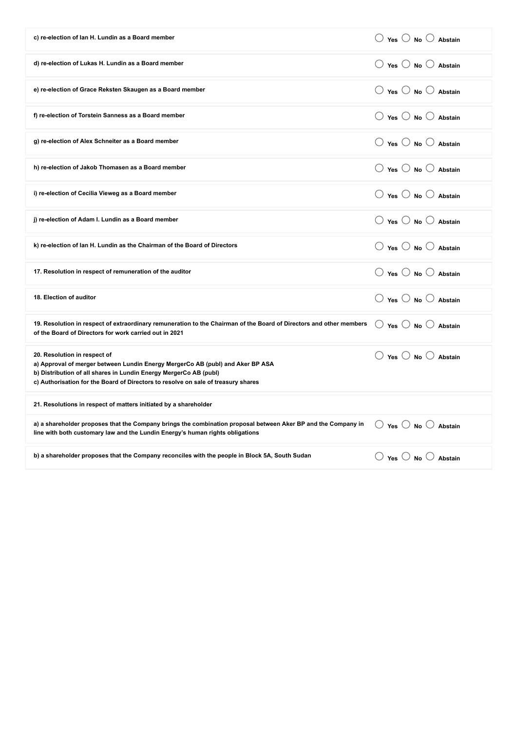| | |
|---|---|
| **c) re-election of Ian H. Lundin as a Board member** | ○ **Yes** ○ **No** ○ **Abstain** |
| **d) re-election of Lukas H. Lundin as a Board member** | ○ **Yes** ○ **No** ○ **Abstain** |
| **e) re-election of Grace Reksten Skaugen as a Board member** | ○ **Yes** ○ **No** ○ **Abstain** |
| **f) re-election of Torstein Sanness as a Board member** | ○ **Yes** ○ **No** ○ **Abstain** |
| **g) re-election of Alex Schneiter as a Board member** | ○ **Yes** ○ **No** ○ **Abstain** |
| **h) re-election of Jakob Thomasen as a Board member** | ○ **Yes** ○ **No** ○ **Abstain** |
| **i) re-election of Cecilia Vieweg as a Board member** | ○ **Yes** ○ **No** ○ **Abstain** |
| **j) re-election of Adam I. Lundin as a Board member** | ○ **Yes** ○ **No** ○ **Abstain** |
| **k) re-election of Ian H. Lundin as the Chairman of the Board of Directors** | ○ **Yes** ○ **No** ○ **Abstain** |
| **17. Resolution in respect of remuneration of the auditor** | ○ **Yes** ○ **No** ○ **Abstain** |
| **18. Election of auditor** | ○ **Yes** ○ **No** ○ **Abstain** |
| **19. Resolution in respect of extraordinary remuneration to the Chairman of the Board of Directors and other members of the Board of Directors for work carried out in 2021** | ○ **Yes** ○ **No** ○ **Abstain** |
| **20. Resolution in respect of**<br>**a) Approval of merger between Lundin Energy MergerCo AB (publ) and Aker BP ASA**<br>**b) Distribution of all shares in Lundin Energy MergerCo AB (publ)**<br>**c) Authorisation for the Board of Directors to resolve on sale of treasury shares** | ○ **Yes** ○ **No** ○ **Abstain** |
| **21. Resolutions in respect of matters initiated by a shareholder** | |
| **a) a shareholder proposes that the Company brings the combination proposal between Aker BP and the Company in line with both customary law and the Lundin Energy's human rights obligations** | ○ **Yes** ○ **No** ○ **Abstain** |
| **b) a shareholder proposes that the Company reconciles with the people in Block 5A, South Sudan** | ○ **Yes** ○ **No** ○ **Abstain** |